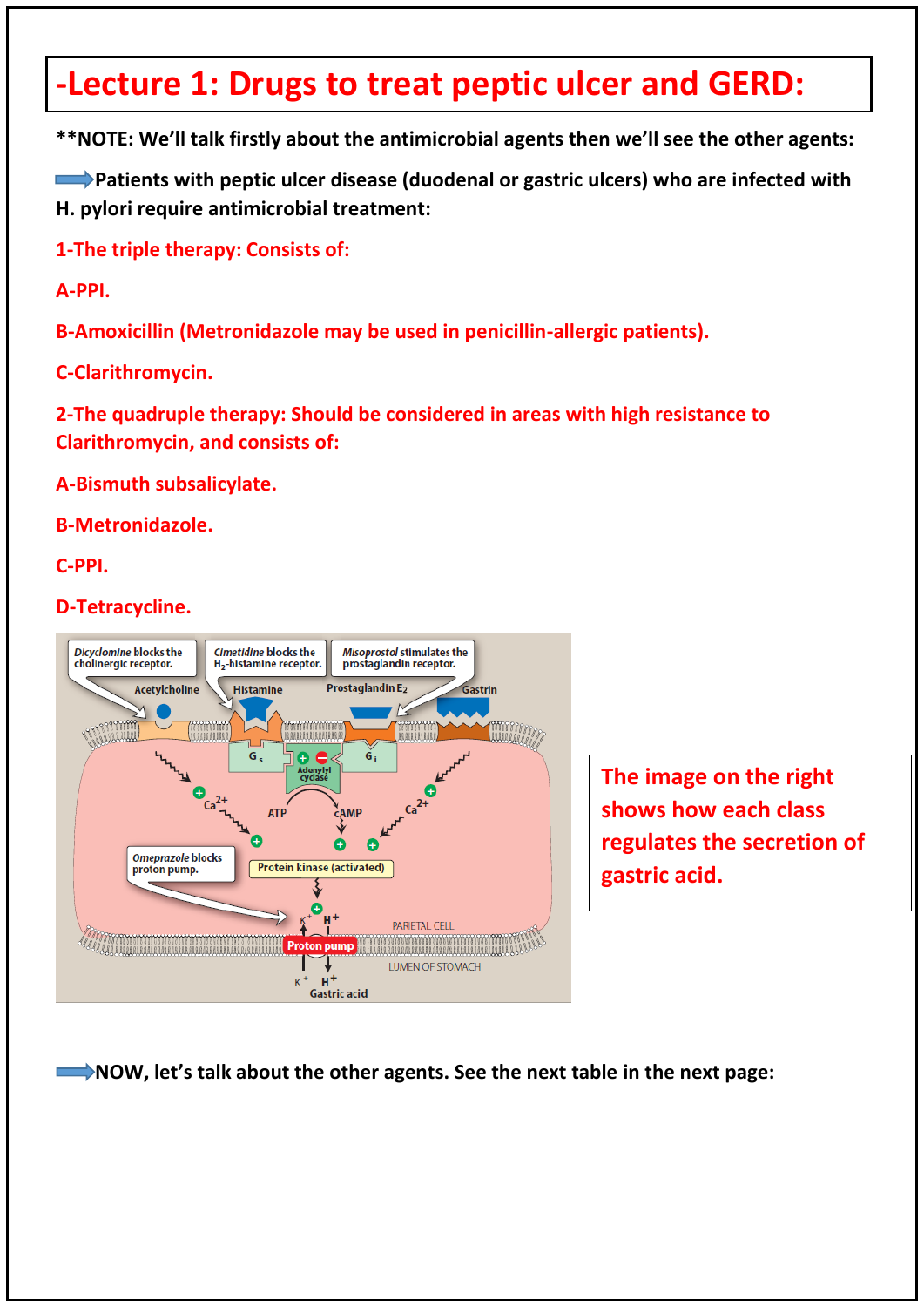# -Lecture 1: Drugs to treat peptic ulcer and GERD:

**\*\*NOTE: We'll talk firstly about the antimicrobial agents then we'll see the other agents:**

➡ **Patients with peptic ulcer disease (duodenal or gastric ulcers) who are infected with H. pylori require antimicrobial treatment:**

**1-The triple therapy: Consists of:**

**A-PPI.**

**B-Amoxicillin (Metronidazole may be used in penicillin-allergic patients).**

**C-Clarithromycin.**

**2-The quadruple therapy: Should be considered in areas with high resistance to Clarithromycin, and consists of:**

**A-Bismuth subsalicylate.**

**B-Metronidazole.**

**C-PPI.**

**D-Tetracycline.**

**The image on the right shows how each class regulates the secretion of gastric acid.**

➡ **NOW, let's talk about the other agents. See the next table in the next page:**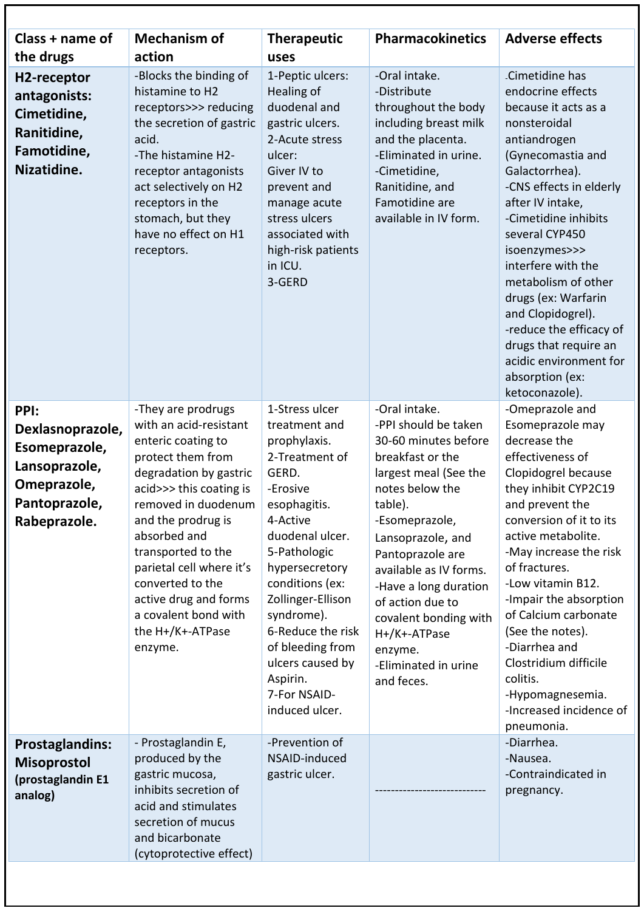| Class + name of the drugs | Mechanism of action | Therapeutic uses | Pharmacokinetics | Adverse effects |
|---|---|---|---|---|
| **H2-receptor antagonists: Cimetidine, Ranitidine, Famotidine, Nizatidine.** | -Blocks the binding of histamine to H2 receptors>>> reducing the secretion of gastric acid.<br>-The histamine H2-receptor antagonists act selectively on H2 receptors in the stomach, but they have no effect on H1 receptors. | 1-Peptic ulcers: Healing of duodenal and gastric ulcers.<br>2-Acute stress ulcer: Giver IV to prevent and manage acute stress ulcers associated with high-risk patients in ICU.<br>3-GERD | -Oral intake.<br>-Distribute throughout the body including breast milk and the placenta.<br>-Eliminated in urine.<br>-Cimetidine, Ranitidine, and Famotidine are available in IV form. | -Cimetidine has endocrine effects because it acts as a nonsteroidal antiandrogen (Gynecomastia and Galactorrhea).<br>-CNS effects in elderly after IV intake,<br>-Cimetidine inhibits several CYP450 isoenzymes>>> interfere with the metabolism of other drugs (ex: Warfarin and Clopidogrel).<br>-reduce the efficacy of drugs that require an acidic environment for absorption (ex: ketoconazole). |
| **PPI: Dexlasnoprazole, Esomeprazole, Lansoprazole, Omeprazole, Pantoprazole, Rabeprazole.** | -They are prodrugs with an acid-resistant enteric coating to protect them from degradation by gastric acid>>> this coating is removed in duodenum and the prodrug is absorbed and transported to the parietal cell where it's converted to the active drug and forms a covalent bond with the H+/K+-ATPase enzyme. | 1-Stress ulcer treatment and prophylaxis.<br>2-Treatment of GERD.<br>-Erosive esophagitis.<br>4-Active duodenal ulcer.<br>5-Pathologic hypersecretory conditions (ex: Zollinger-Ellison syndrome).<br>6-Reduce the risk of bleeding from ulcers caused by Aspirin.<br>7-For NSAID-induced ulcer. | -Oral intake.<br>-PPI should be taken 30-60 minutes before breakfast or the largest meal (See the notes below the table).<br>-Esomeprazole, Lansoprazole, and Pantoprazole are available as IV forms.<br>-Have a long duration of action due to covalent bonding with H+/K+-ATPase enzyme.<br>-Eliminated in urine and feces. | -Omeprazole and Esomeprazole may decrease the effectiveness of Clopidogrel because they inhibit CYP2C19 and prevent the conversion of it to its active metabolite.<br>-May increase the risk of fractures.<br>-Low vitamin B12.<br>-Impair the absorption of Calcium carbonate (See the notes).<br>-Diarrhea and Clostridium difficile colitis.<br>-Hypomagnesemia.<br>-Increased incidence of pneumonia. |
| **Prostaglandins: Misoprostol (prostaglandin E1 analog)** | - Prostaglandin E, produced by the gastric mucosa, inhibits secretion of acid and stimulates secretion of mucus and bicarbonate (cytoprotective effect) | -Prevention of NSAID-induced gastric ulcer. | ---------------------------- | -Diarrhea.<br>-Nausea.<br>-Contraindicated in pregnancy. |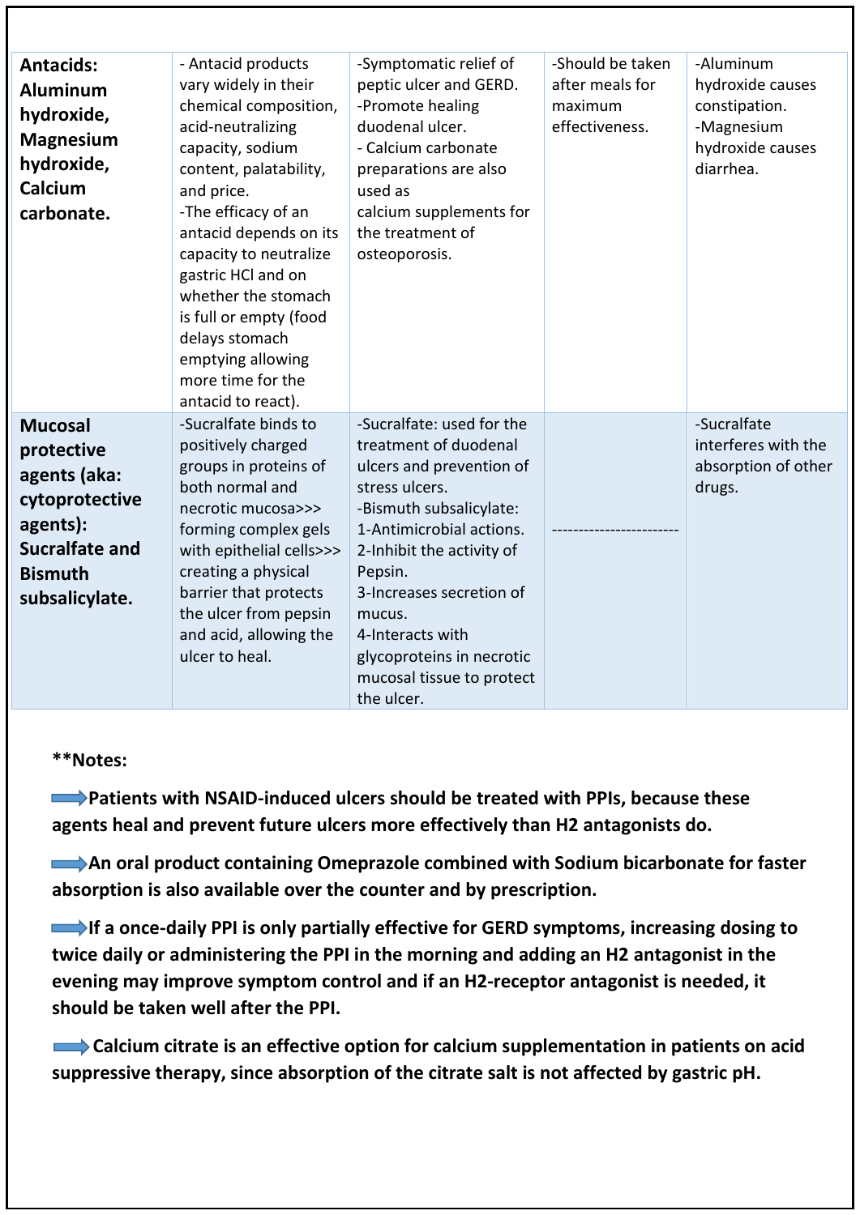| | | | | |
|---|---|---|---|---|
| **Antacids: Aluminum hydroxide, Magnesium hydroxide, Calcium carbonate.** | - Antacid products vary widely in their chemical composition, acid-neutralizing capacity, sodium content, palatability, and price.<br>-The efficacy of an antacid depends on its capacity to neutralize gastric HCl and on whether the stomach is full or empty (food delays stomach emptying allowing more time for the antacid to react). | -Symptomatic relief of peptic ulcer and GERD.<br>-Promote healing duodenal ulcer.<br>- Calcium carbonate preparations are also used as calcium supplements for the treatment of osteoporosis. | -Should be taken after meals for maximum effectiveness. | -Aluminum hydroxide causes constipation.<br>-Magnesium hydroxide causes diarrhea. |
| **Mucosal protective agents (aka: cytoprotective agents): Sucralfate and Bismuth subsalicylate.** | -Sucralfate binds to positively charged groups in proteins of both normal and necrotic mucosa>>> forming complex gels with epithelial cells>>> creating a physical barrier that protects the ulcer from pepsin and acid, allowing the ulcer to heal. | -Sucralfate: used for the treatment of duodenal ulcers and prevention of stress ulcers.<br>-Bismuth subsalicylate:<br>1-Antimicrobial actions.<br>2-Inhibit the activity of Pepsin.<br>3-Increases secretion of mucus.<br>4-Interacts with glycoproteins in necrotic mucosal tissue to protect the ulcer. | ------------------------ | -Sucralfate interferes with the absorption of other drugs. |

**\*\*Notes:**

➡ **Patients with NSAID-induced ulcers should be treated with PPIs, because these agents heal and prevent future ulcers more effectively than H2 antagonists do.**

➡ **An oral product containing Omeprazole combined with Sodium bicarbonate for faster absorption is also available over the counter and by prescription.**

➡ **If a once-daily PPI is only partially effective for GERD symptoms, increasing dosing to twice daily or administering the PPI in the morning and adding an H2 antagonist in the evening may improve symptom control and if an H2-receptor antagonist is needed, it should be taken well after the PPI.**

➡ **Calcium citrate is an effective option for calcium supplementation in patients on acid suppressive therapy, since absorption of the citrate salt is not affected by gastric pH.**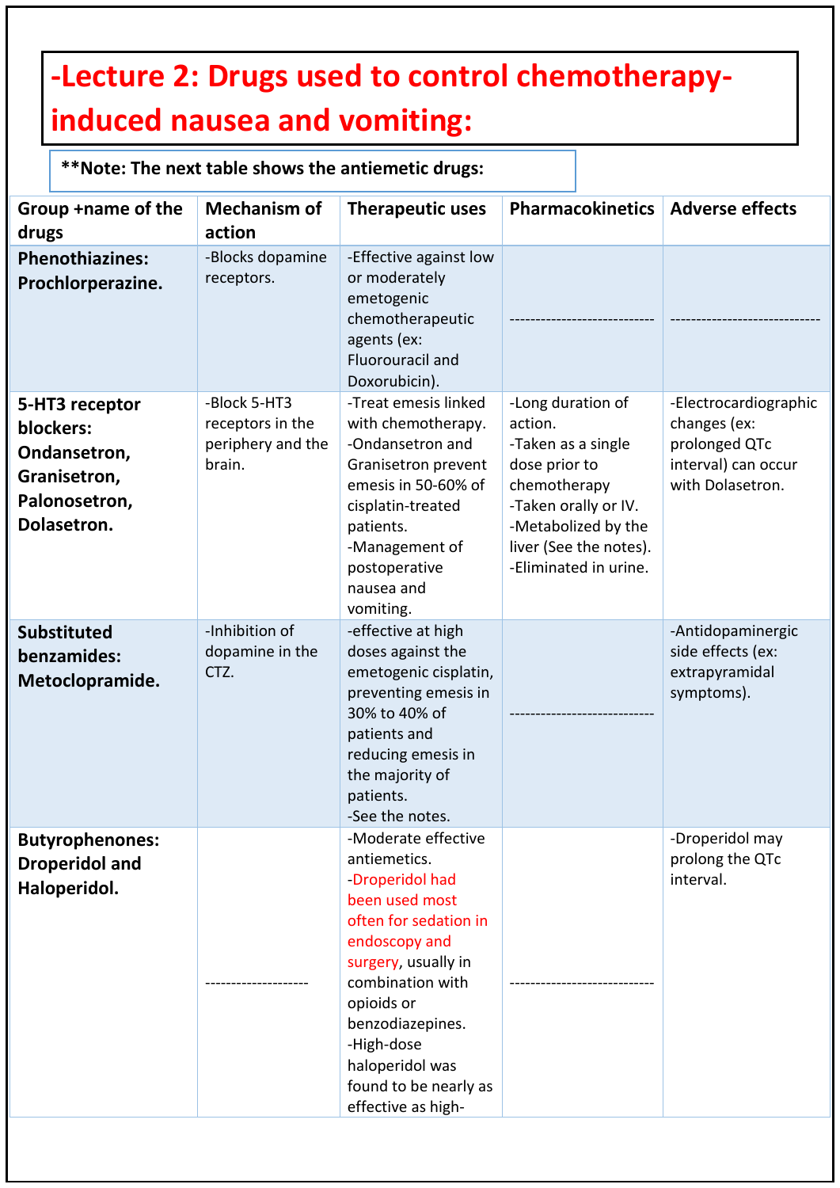# -Lecture 2: Drugs used to control chemotherapy-induced nausea and vomiting:

**Note: The next table shows the antiemetic drugs:

| Group +name of the drugs | Mechanism of action | Therapeutic uses | Pharmacokinetics | Adverse effects |
|---|---|---|---|---|
| **Phenothiazines: Prochlorperazine.** | -Blocks dopamine receptors. | -Effective against low or moderately emetogenic chemotherapeutic agents (ex: Fluorouracil and Doxorubicin). | --------------------------- | ---------------------------- |
| **5-HT3 receptor blockers: Ondansetron, Granisetron, Palonosetron, Dolasetron.** | -Block 5-HT3 receptors in the periphery and the brain. | -Treat emesis linked with chemotherapy.<br>-Ondansetron and Granisetron prevent emesis in 50-60% of cisplatin-treated patients.<br>-Management of postoperative nausea and vomiting. | -Long duration of action.<br>-Taken as a single dose prior to chemotherapy<br>-Taken orally or IV.<br>-Metabolized by the liver (See the notes).<br>-Eliminated in urine. | -Electrocardiographic changes (ex: prolonged QTc interval) can occur with Dolasetron. |
| **Substituted benzamides: Metoclopramide.** | -Inhibition of dopamine in the CTZ. | -effective at high doses against the emetogenic cisplatin, preventing emesis in 30% to 40% of patients and reducing emesis in the majority of patients.<br>-See the notes. | --------------------------- | -Antidopaminergic side effects (ex: extrapyramidal symptoms). |
| **Butyrophenones: Droperidol and Haloperidol.** | -------------------- | -Moderate effective antiemetics.<br>-Droperidol had been used most often for sedation in endoscopy and surgery, usually in combination with opioids or benzodiazepines.<br>-High-dose haloperidol was found to be nearly as effective as high- | --------------------------- | -Droperidol may prolong the QTc interval. |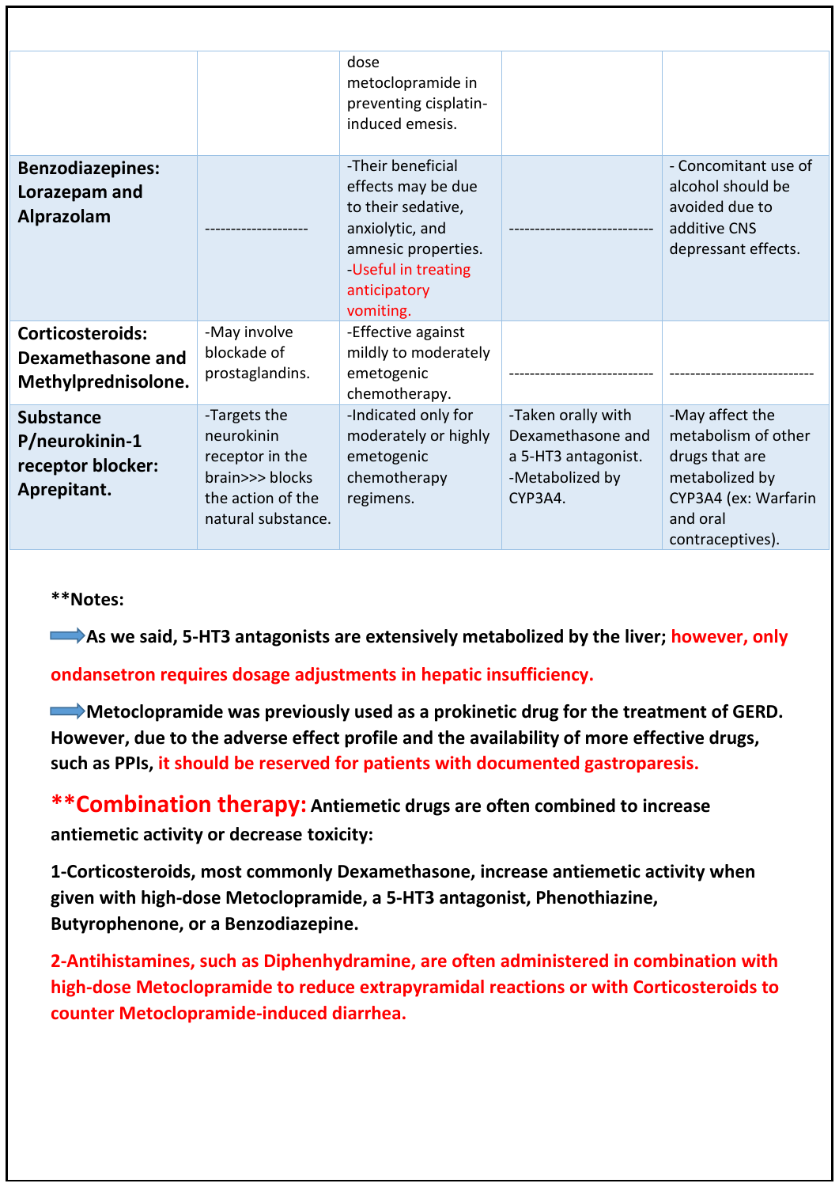| | | | | |
|---|---|---|---|---|
| | | dose metoclopramide in preventing cisplatin-induced emesis. | | |
| **Benzodiazepines: Lorazepam and Alprazolam** | -------------------- | -Their beneficial effects may be due to their sedative, anxiolytic, and amnesic properties. -Useful in treating anticipatory vomiting. | ---------------------------- | - Concomitant use of alcohol should be avoided due to additive CNS depressant effects. |
| **Corticosteroids: Dexamethasone and Methylprednisolone.** | -May involve blockade of prostaglandins. | -Effective against mildly to moderately emetogenic chemotherapy. | ---------------------------- | ---------------------------- |
| **Substance P/neurokinin-1 receptor blocker: Aprepitant.** | -Targets the neurokinin receptor in the brain>>> blocks the action of the natural substance. | -Indicated only for moderately or highly emetogenic chemotherapy regimens. | -Taken orally with Dexamethasone and a 5-HT3 antagonist. -Metabolized by CYP3A4. | -May affect the metabolism of other drugs that are metabolized by CYP3A4 (ex: Warfarin and oral contraceptives). |

**Notes:

➡ **As we said, 5-HT3 antagonists are extensively metabolized by the liver; however, only ondansetron requires dosage adjustments in hepatic insufficiency.**

➡ **Metoclopramide was previously used as a prokinetic drug for the treatment of GERD. However, due to the adverse effect profile and the availability of more effective drugs, such as PPIs, it should be reserved for patients with documented gastroparesis.**

**Combination therapy:** **Antiemetic drugs are often combined to increase antiemetic activity or decrease toxicity:**

**1-Corticosteroids, most commonly Dexamethasone, increase antiemetic activity when given with high-dose Metoclopramide, a 5-HT3 antagonist, Phenothiazine, Butyrophenone, or a Benzodiazepine.**

**2-Antihistamines, such as Diphenhydramine, are often administered in combination with high-dose Metoclopramide to reduce extrapyramidal reactions or with Corticosteroids to counter Metoclopramide-induced diarrhea.**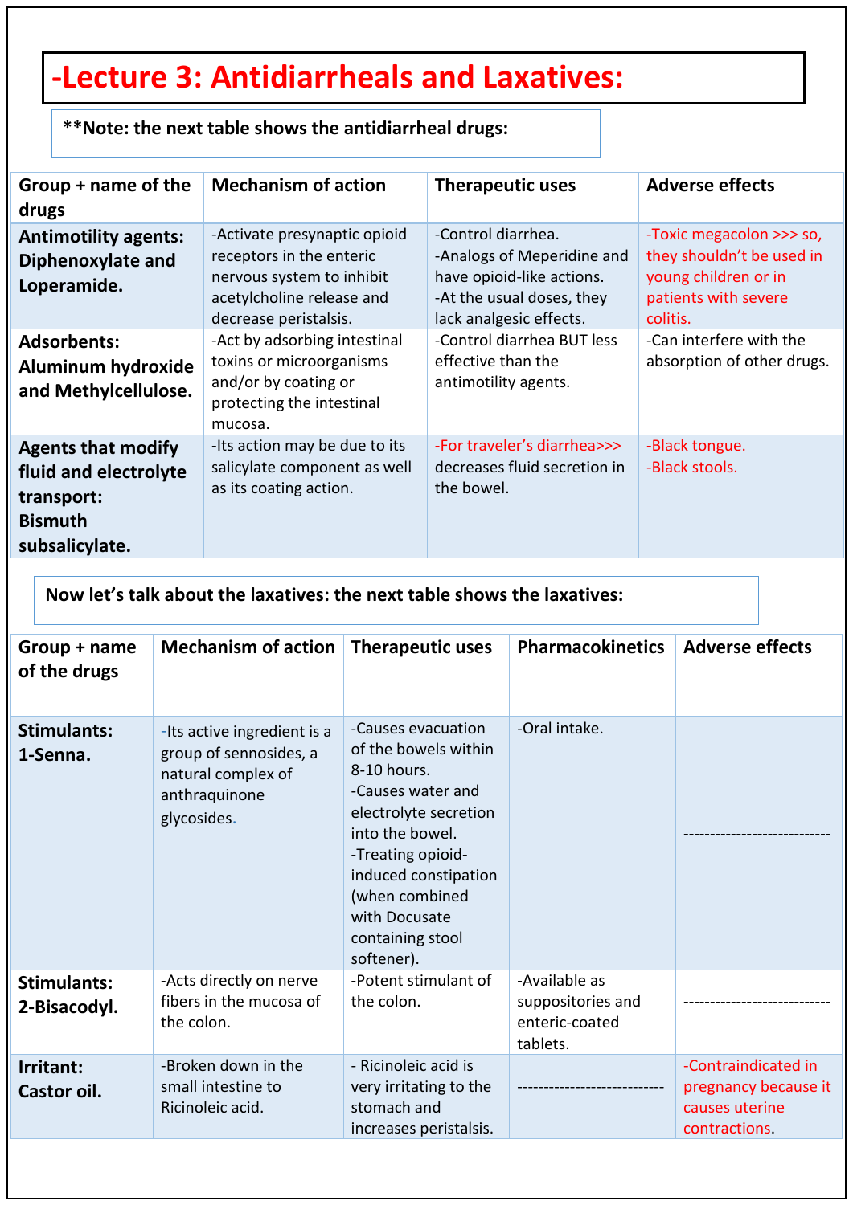# -Lecture 3: Antidiarrheals and Laxatives:

**Note: the next table shows the antidiarrheal drugs:**

| Group + name of the drugs | Mechanism of action | Therapeutic uses | Adverse effects |
|---|---|---|---|
| **Antimotility agents: Diphenoxylate and Loperamide.** | -Activate presynaptic opioid receptors in the enteric nervous system to inhibit acetylcholine release and decrease peristalsis. | -Control diarrhea.<br>-Analogs of Meperidine and have opioid-like actions.<br>-At the usual doses, they lack analgesic effects. | -Toxic megacolon >>> so, they shouldn't be used in young children or in patients with severe colitis. |
| **Adsorbents: Aluminum hydroxide and Methylcellulose.** | -Act by adsorbing intestinal toxins or microorganisms and/or by coating or protecting the intestinal mucosa. | -Control diarrhea BUT less effective than the antimotility agents. | -Can interfere with the absorption of other drugs. |
| **Agents that modify fluid and electrolyte transport: Bismuth subsalicylate.** | -Its action may be due to its salicylate component as well as its coating action. | -For traveler's diarrhea>>> decreases fluid secretion in the bowel. | -Black tongue.<br>-Black stools. |

**Now let's talk about the laxatives: the next table shows the laxatives:**

| Group + name of the drugs | Mechanism of action | Therapeutic uses | Pharmacokinetics | Adverse effects |
|---|---|---|---|---|
| **Stimulants: 1-Senna.** | -Its active ingredient is a group of sennosides, a natural complex of anthraquinone glycosides. | -Causes evacuation of the bowels within 8-10 hours.<br>-Causes water and electrolyte secretion into the bowel.<br>-Treating opioid-induced constipation (when combined with Docusate containing stool softener). | -Oral intake. | --------------------------- |
| **Stimulants: 2-Bisacodyl.** | -Acts directly on nerve fibers in the mucosa of the colon. | -Potent stimulant of the colon. | -Available as suppositories and enteric-coated tablets. | --------------------------- |
| **Irritant: Castor oil.** | -Broken down in the small intestine to Ricinoleic acid. | - Ricinoleic acid is very irritating to the stomach and increases peristalsis. | --------------------------- | -Contraindicated in pregnancy because it causes uterine contractions. |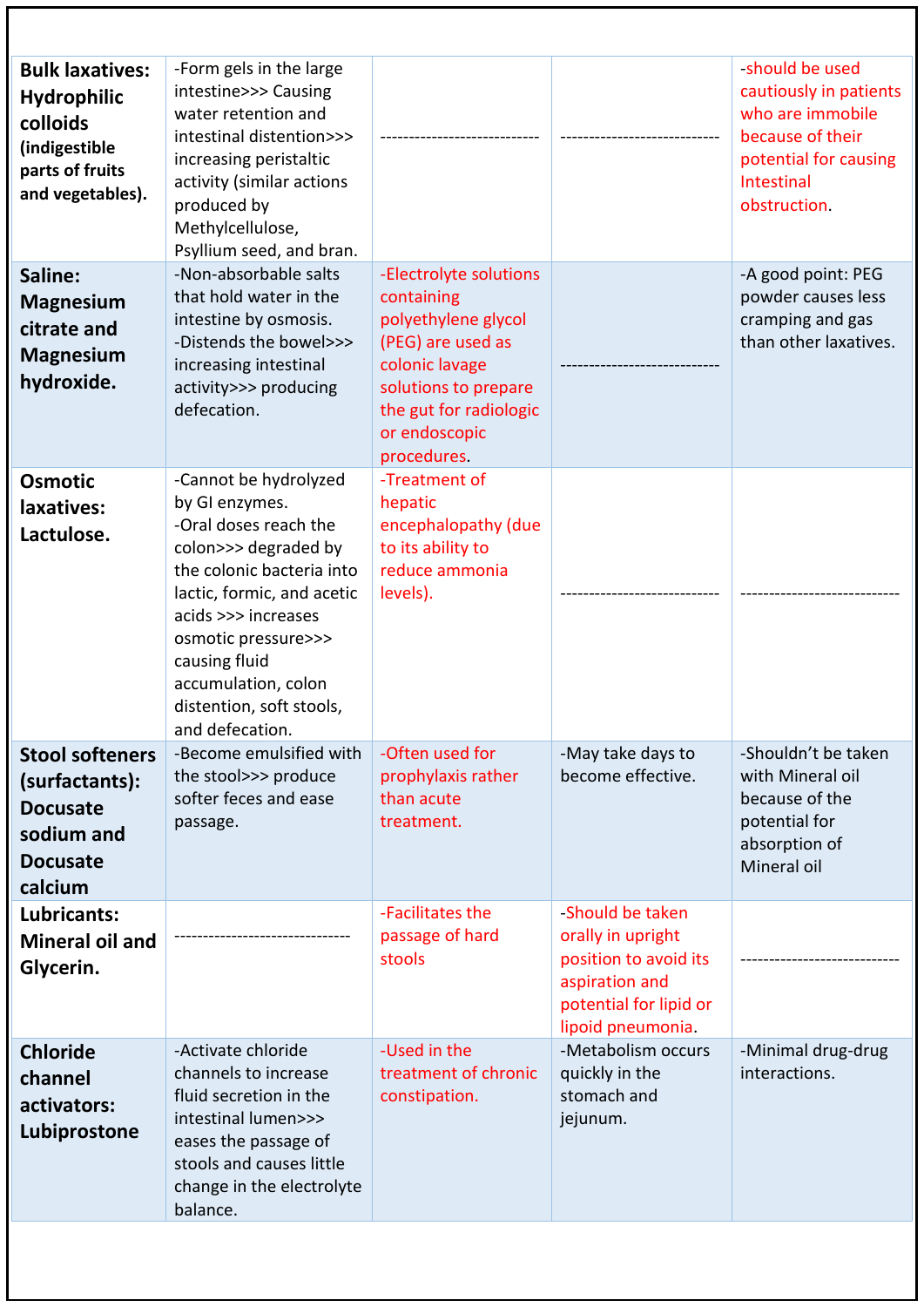| **Bulk laxatives: Hydrophilic colloids (indigestible parts of fruits and vegetables).** | -Form gels in the large intestine>>> Causing water retention and intestinal distention>>> increasing peristaltic activity (similar actions produced by Methylcellulose, Psyllium seed, and bran. | ---------------------------- | ---------------------------- | -should be used cautiously in patients who are immobile because of their potential for causing Intestinal obstruction. |
|---|---|---|---|---|
| **Saline: Magnesium citrate and Magnesium hydroxide.** | -Non-absorbable salts that hold water in the intestine by osmosis.<br>-Distends the bowel>>> increasing intestinal activity>>> producing defecation. | -Electrolyte solutions containing polyethylene glycol (PEG) are used as colonic lavage solutions to prepare the gut for radiologic or endoscopic procedures. | ---------------------------- | -A good point: PEG powder causes less cramping and gas than other laxatives. |
| **Osmotic laxatives: Lactulose.** | -Cannot be hydrolyzed by GI enzymes.<br>-Oral doses reach the colon>>> degraded by the colonic bacteria into lactic, formic, and acetic acids >>> increases osmotic pressure>>> causing fluid accumulation, colon distention, soft stools, and defecation. | -Treatment of hepatic encephalopathy (due to its ability to reduce ammonia levels). | ---------------------------- | ---------------------------- |
| **Stool softeners (surfactants): Docusate sodium and Docusate calcium** | -Become emulsified with the stool>>> produce softer feces and ease passage. | -Often used for prophylaxis rather than acute treatment. | -May take days to become effective. | -Shouldn't be taken with Mineral oil because of the potential for absorption of Mineral oil |
| **Lubricants: Mineral oil and Glycerin.** | ------------------------------- | -Facilitates the passage of hard stools | -Should be taken orally in upright position to avoid its aspiration and potential for lipid or lipoid pneumonia. | ---------------------------- |
| **Chloride channel activators: Lubiprostone** | -Activate chloride channels to increase fluid secretion in the intestinal lumen>>> eases the passage of stools and causes little change in the electrolyte balance. | -Used in the treatment of chronic constipation. | -Metabolism occurs quickly in the stomach and jejunum. | -Minimal drug-drug interactions. |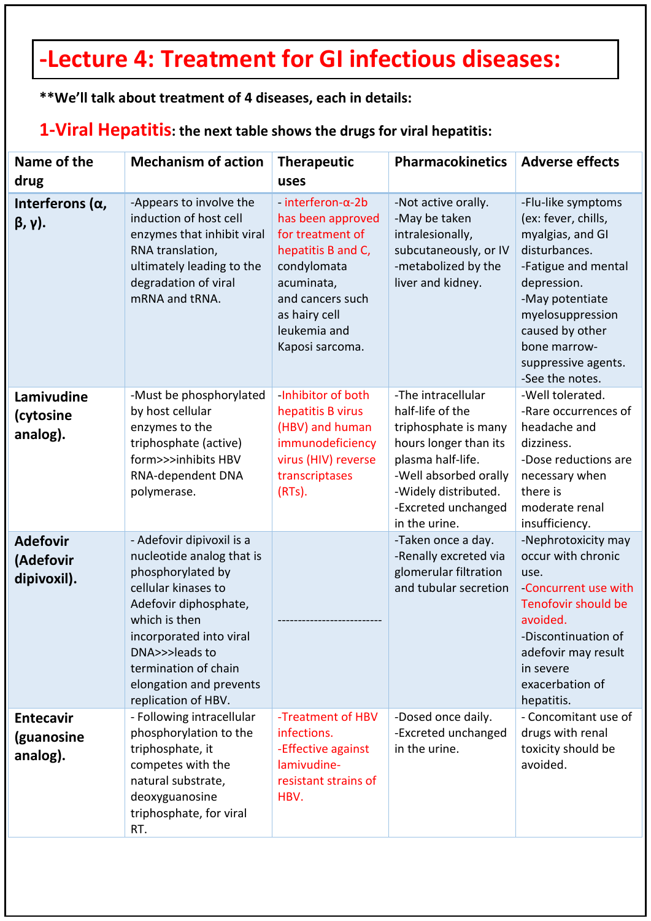# -Lecture 4: Treatment for GI infectious diseases:

**\*\*We'll talk about treatment of 4 diseases, each in details:**

## 1-Viral Hepatitis: the next table shows the drugs for viral hepatitis:

| Name of the drug | Mechanism of action | Therapeutic uses | Pharmacokinetics | Adverse effects |
|---|---|---|---|---|
| **Interferons (α, β, γ).** | -Appears to involve the induction of host cell enzymes that inhibit viral RNA translation, ultimately leading to the degradation of viral mRNA and tRNA. | - interferon-α-2b has been approved for treatment of hepatitis B and C, condylomata acuminata, and cancers such as hairy cell leukemia and Kaposi sarcoma. | -Not active orally.<br>-May be taken intralesionally, subcutaneously, or IV<br>-metabolized by the liver and kidney. | -Flu-like symptoms (ex: fever, chills, myalgias, and GI disturbances.<br>-Fatigue and mental depression.<br>-May potentiate myelosuppression caused by other bone marrow-suppressive agents.<br>-See the notes. |
| **Lamivudine (cytosine analog).** | -Must be phosphorylated by host cellular enzymes to the triphosphate (active) form>>>inhibits HBV RNA-dependent DNA polymerase. | -Inhibitor of both hepatitis B virus (HBV) and human immunodeficiency virus (HIV) reverse transcriptases (RTs). | -The intracellular half-life of the triphosphate is many hours longer than its plasma half-life.<br>-Well absorbed orally<br>-Widely distributed.<br>-Excreted unchanged in the urine. | -Well tolerated.<br>-Rare occurrences of headache and dizziness.<br>-Dose reductions are necessary when there is moderate renal insufficiency. |
| **Adefovir (Adefovir dipivoxil).** | - Adefovir dipivoxil is a nucleotide analog that is phosphorylated by cellular kinases to Adefovir diphosphate, which is then incorporated into viral DNA>>>leads to termination of chain elongation and prevents replication of HBV. | ------------------------- | -Taken once a day.<br>-Renally excreted via glomerular filtration and tubular secretion | -Nephrotoxicity may occur with chronic use.<br>-Concurrent use with Tenofovir should be avoided.<br>-Discontinuation of adefovir may result in severe exacerbation of hepatitis. |
| **Entecavir (guanosine analog).** | - Following intracellular phosphorylation to the triphosphate, it competes with the natural substrate, deoxyguanosine triphosphate, for viral RT. | -Treatment of HBV infections.<br>-Effective against lamivudine-resistant strains of HBV. | -Dosed once daily.<br>-Excreted unchanged in the urine. | - Concomitant use of drugs with renal toxicity should be avoided. |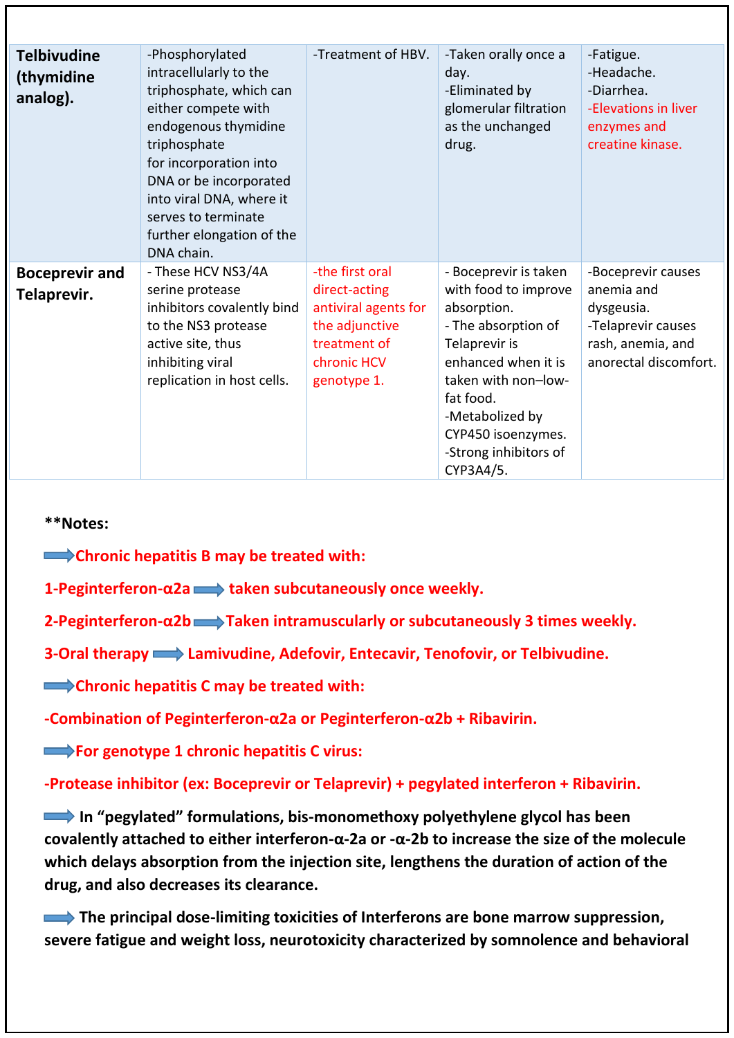| | | | | |
|---|---|---|---|---|
| **Telbivudine (thymidine analog).** | -Phosphorylated intracellularly to the triphosphate, which can either compete with endogenous thymidine triphosphate for incorporation into DNA or be incorporated into viral DNA, where it serves to terminate further elongation of the DNA chain. | -Treatment of HBV. | -Taken orally once a day.<br>-Eliminated by glomerular filtration as the unchanged drug. | -Fatigue.<br>-Headache.<br>-Diarrhea.<br>-Elevations in liver enzymes and creatine kinase. |
| **Boceprevir and Telaprevir.** | - These HCV NS3/4A serine protease inhibitors covalently bind to the NS3 protease active site, thus inhibiting viral replication in host cells. | -the first oral direct-acting antiviral agents for the adjunctive treatment of chronic HCV genotype 1. | - Boceprevir is taken with food to improve absorption.<br>- The absorption of Telaprevir is enhanced when it is taken with non–low-fat food.<br>-Metabolized by CYP450 isoenzymes.<br>-Strong inhibitors of CYP3A4/5. | -Boceprevir causes anemia and dysgeusia.<br>-Telaprevir causes rash, anemia, and anorectal discomfort. |

**\*\*Notes:**

➡ **Chronic hepatitis B may be treated with:**

**1-Peginterferon-α2a ➡ taken subcutaneously once weekly.**

**2-Peginterferon-α2b ➡ Taken intramuscularly or subcutaneously 3 times weekly.**

**3-Oral therapy ➡ Lamivudine, Adefovir, Entecavir, Tenofovir, or Telbivudine.**

➡ **Chronic hepatitis C may be treated with:**

**-Combination of Peginterferon-α2a or Peginterferon-α2b + Ribavirin.**

➡ **For genotype 1 chronic hepatitis C virus:**

**-Protease inhibitor (ex: Boceprevir or Telaprevir) + pegylated interferon + Ribavirin.**

➡ **In "pegylated" formulations, bis-monomethoxy polyethylene glycol has been covalently attached to either interferon-α-2a or -α-2b to increase the size of the molecule which delays absorption from the injection site, lengthens the duration of action of the drug, and also decreases its clearance.**

➡ **The principal dose-limiting toxicities of Interferons are bone marrow suppression, severe fatigue and weight loss, neurotoxicity characterized by somnolence and behavioral**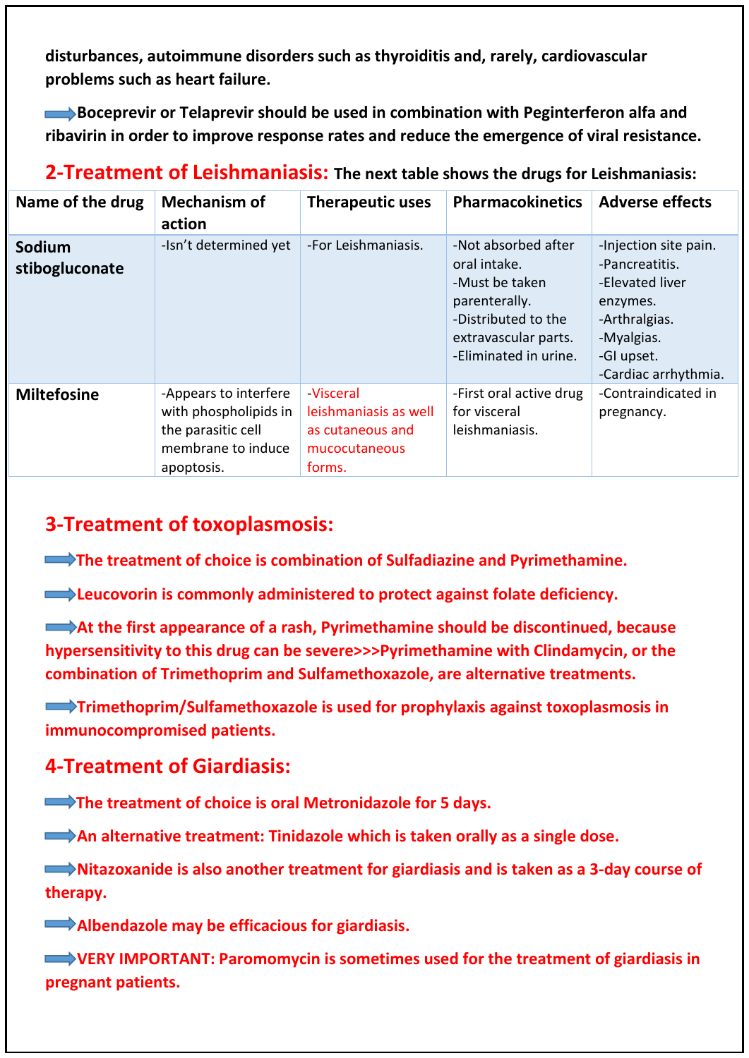**disturbances, autoimmune disorders such as thyroiditis and, rarely, cardiovascular problems such as heart failure.**

➡ **Boceprevir or Telaprevir should be used in combination with Peginterferon alfa and ribavirin in order to improve response rates and reduce the emergence of viral resistance.**

## 2-Treatment of Leishmaniasis: The next table shows the drugs for Leishmaniasis:

| Name of the drug | Mechanism of action | Therapeutic uses | Pharmacokinetics | Adverse effects |
|---|---|---|---|---|
| **Sodium stibogluconate** | -Isn't determined yet | -For Leishmaniasis. | -Not absorbed after oral intake.<br>-Must be taken parenterally.<br>-Distributed to the extravascular parts.<br>-Eliminated in urine. | -Injection site pain.<br>-Pancreatitis.<br>-Elevated liver enzymes.<br>-Arthralgias.<br>-Myalgias.<br>-GI upset.<br>-Cardiac arrhythmia. |
| **Miltefosine** | -Appears to interfere with phospholipids in the parasitic cell membrane to induce apoptosis. | -Visceral leishmaniasis as well as cutaneous and mucocutaneous forms. | -First oral active drug for visceral leishmaniasis. | -Contraindicated in pregnancy. |

## 3-Treatment of toxoplasmosis:

➡ **The treatment of choice is combination of Sulfadiazine and Pyrimethamine.**

➡ **Leucovorin is commonly administered to protect against folate deficiency.**

➡ **At the first appearance of a rash, Pyrimethamine should be discontinued, because hypersensitivity to this drug can be severe>>>Pyrimethamine with Clindamycin, or the combination of Trimethoprim and Sulfamethoxazole, are alternative treatments.**

➡ **Trimethoprim/Sulfamethoxazole is used for prophylaxis against toxoplasmosis in immunocompromised patients.**

## 4-Treatment of Giardiasis:

➡ **The treatment of choice is oral Metronidazole for 5 days.**

➡ **An alternative treatment: Tinidazole which is taken orally as a single dose.**

➡ **Nitazoxanide is also another treatment for giardiasis and is taken as a 3-day course of therapy.**

➡ **Albendazole may be efficacious for giardiasis.**

➡ **VERY IMPORTANT: Paromomycin is sometimes used for the treatment of giardiasis in pregnant patients.**